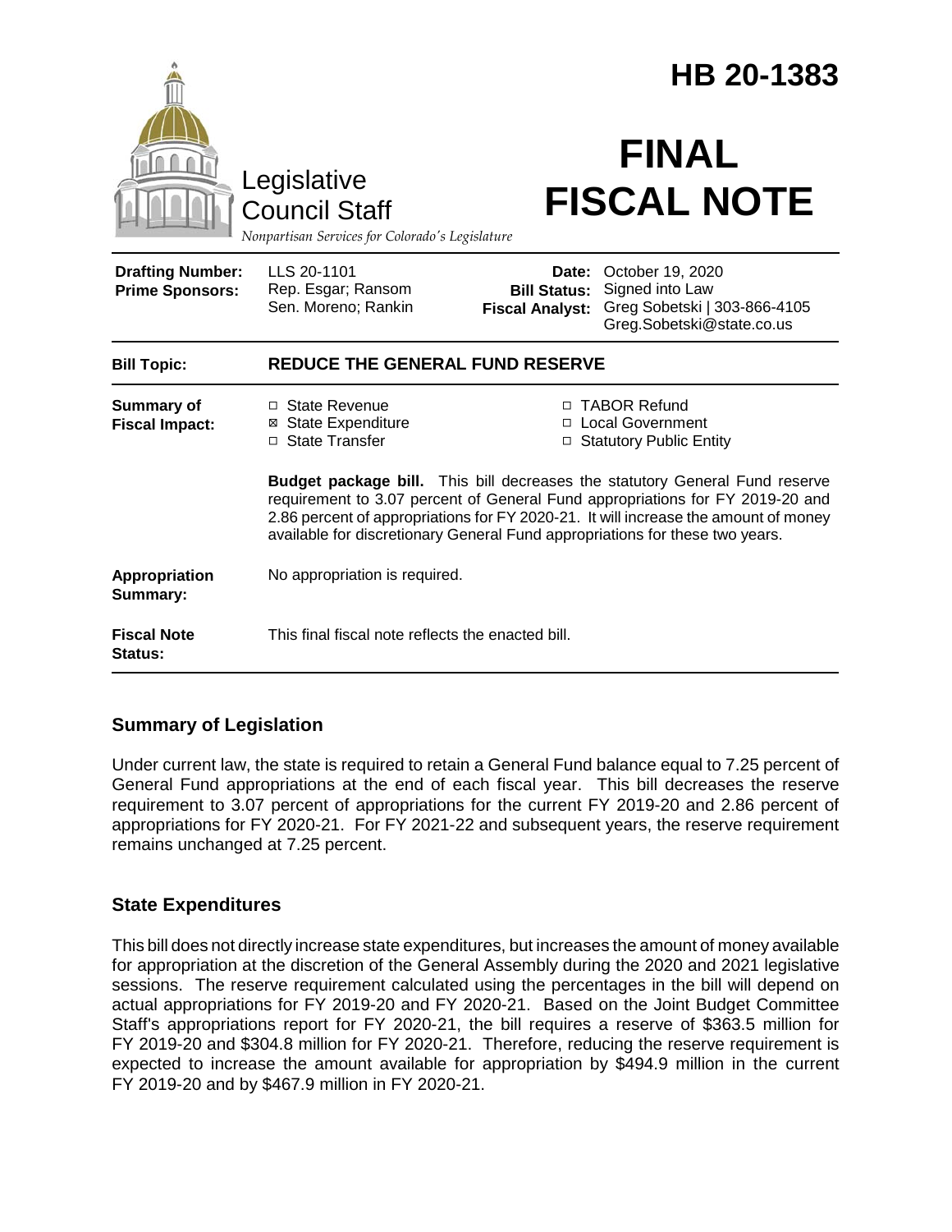# HB 20-1383

Legislative Council Staff

*Nonpartisan Services for Colorado's Legislature*

# FINAL FISCAL NOTE

| | | | |
|---|---|---|---|
| **Drafting Number:** | LLS 20-1101 | **Date:** | October 19, 2020 |
| **Prime Sponsors:** | Rep. Esgar; Ransom<br>Sen. Moreno; Rankin | **Bill Status:** | Signed into Law |
| | | **Fiscal Analyst:** | Greg Sobetski \| 303-866-4105<br>Greg.Sobetski@state.co.us |

| | |
|---|---|
| **Bill Topic:** | **REDUCE THE GENERAL FUND RESERVE** |
| **Summary of Fiscal Impact:** | ☐ State Revenue<br>☒ State Expenditure<br>☐ State Transfer<br>☐ TABOR Refund<br>☐ Local Government<br>☐ Statutory Public Entity<br><br>**Budget package bill.** This bill decreases the statutory General Fund reserve requirement to 3.07 percent of General Fund appropriations for FY 2019-20 and 2.86 percent of appropriations for FY 2020-21. It will increase the amount of money available for discretionary General Fund appropriations for these two years. |
| **Appropriation Summary:** | No appropriation is required. |
| **Fiscal Note Status:** | This final fiscal note reflects the enacted bill. |

## Summary of Legislation

Under current law, the state is required to retain a General Fund balance equal to 7.25 percent of General Fund appropriations at the end of each fiscal year. This bill decreases the reserve requirement to 3.07 percent of appropriations for the current FY 2019-20 and 2.86 percent of appropriations for FY 2020-21. For FY 2021-22 and subsequent years, the reserve requirement remains unchanged at 7.25 percent.

## State Expenditures

This bill does not directly increase state expenditures, but increases the amount of money available for appropriation at the discretion of the General Assembly during the 2020 and 2021 legislative sessions. The reserve requirement calculated using the percentages in the bill will depend on actual appropriations for FY 2019-20 and FY 2020-21. Based on the Joint Budget Committee Staff's appropriations report for FY 2020-21, the bill requires a reserve of $363.5 million for FY 2019-20 and $304.8 million for FY 2020-21. Therefore, reducing the reserve requirement is expected to increase the amount available for appropriation by $494.9 million in the current FY 2019-20 and by $467.9 million in FY 2020-21.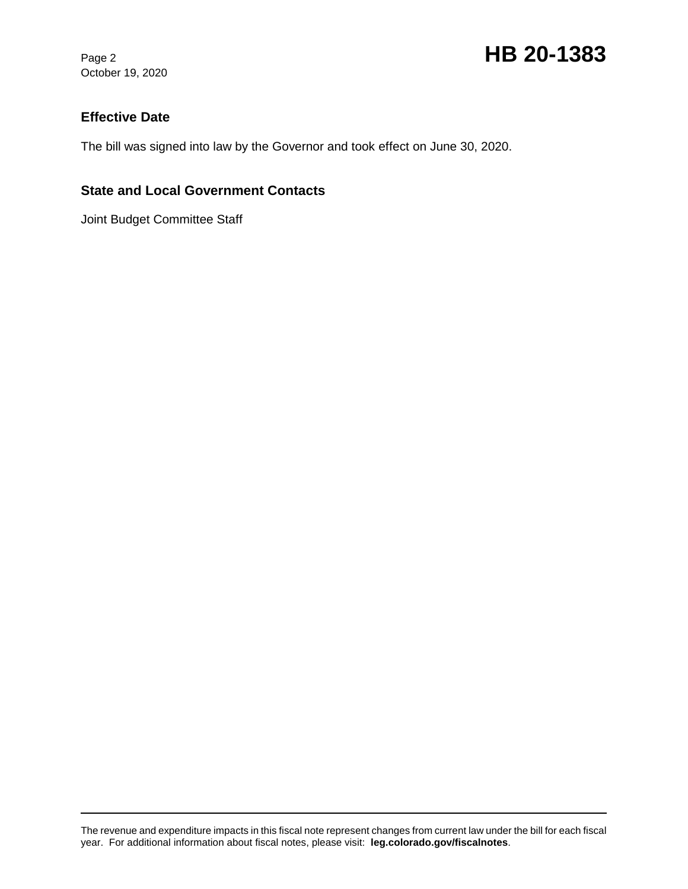## Effective Date

The bill was signed into law by the Governor and took effect on June 30, 2020.

## State and Local Government Contacts

Joint Budget Committee Staff

The revenue and expenditure impacts in this fiscal note represent changes from current law under the bill for each fiscal year. For additional information about fiscal notes, please visit: **leg.colorado.gov/fiscalnotes**.